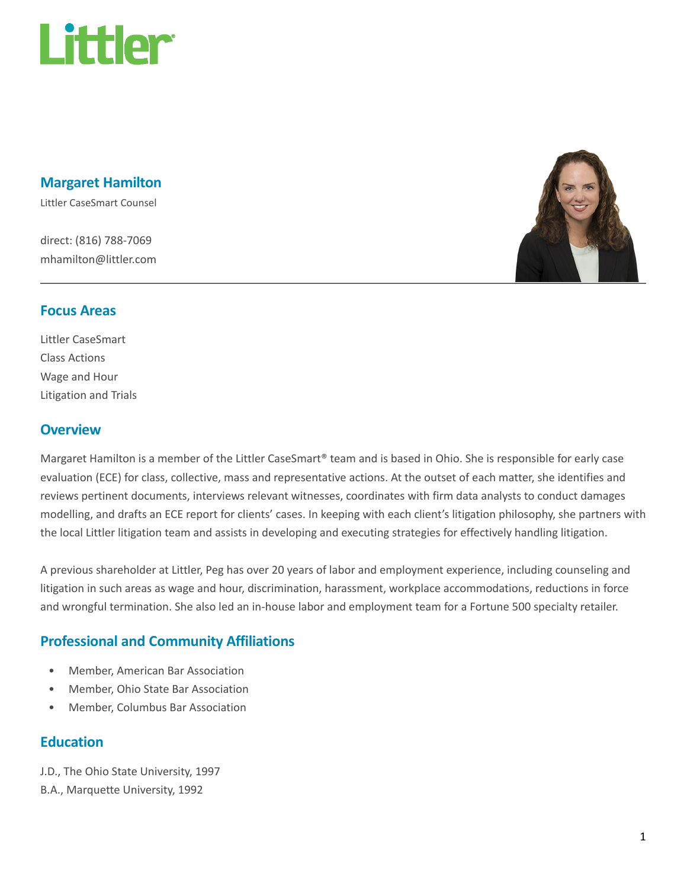# Margaret Hamilton

Littler CaseSmart Counsel

direct: (816) 788-7069
mhamilton@littler.com

## Focus Areas

Littler CaseSmart
Class Actions
Wage and Hour
Litigation and Trials

## Overview

Margaret Hamilton is a member of the Littler CaseSmart® team and is based in Ohio. She is responsible for early case evaluation (ECE) for class, collective, mass and representative actions. At the outset of each matter, she identifies and reviews pertinent documents, interviews relevant witnesses, coordinates with firm data analysts to conduct damages modelling, and drafts an ECE report for clients' cases. In keeping with each client's litigation philosophy, she partners with the local Littler litigation team and assists in developing and executing strategies for effectively handling litigation.

A previous shareholder at Littler, Peg has over 20 years of labor and employment experience, including counseling and litigation in such areas as wage and hour, discrimination, harassment, workplace accommodations, reductions in force and wrongful termination. She also led an in-house labor and employment team for a Fortune 500 specialty retailer.

## Professional and Community Affiliations

- Member, American Bar Association
- Member, Ohio State Bar Association
- Member, Columbus Bar Association

## Education

J.D., The Ohio State University, 1997
B.A., Marquette University, 1992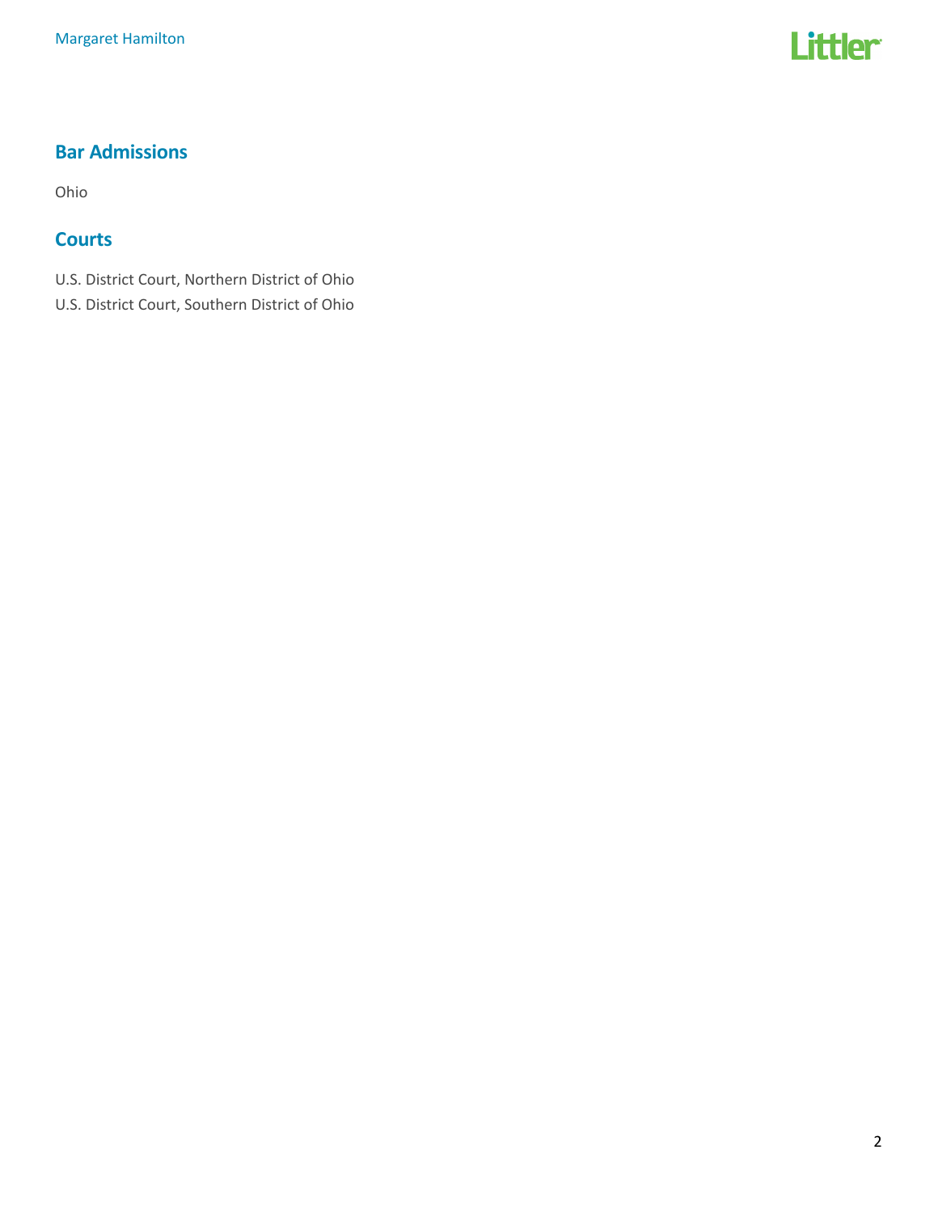## Bar Admissions

Ohio

## Courts

U.S. District Court, Northern District of Ohio
U.S. District Court, Southern District of Ohio